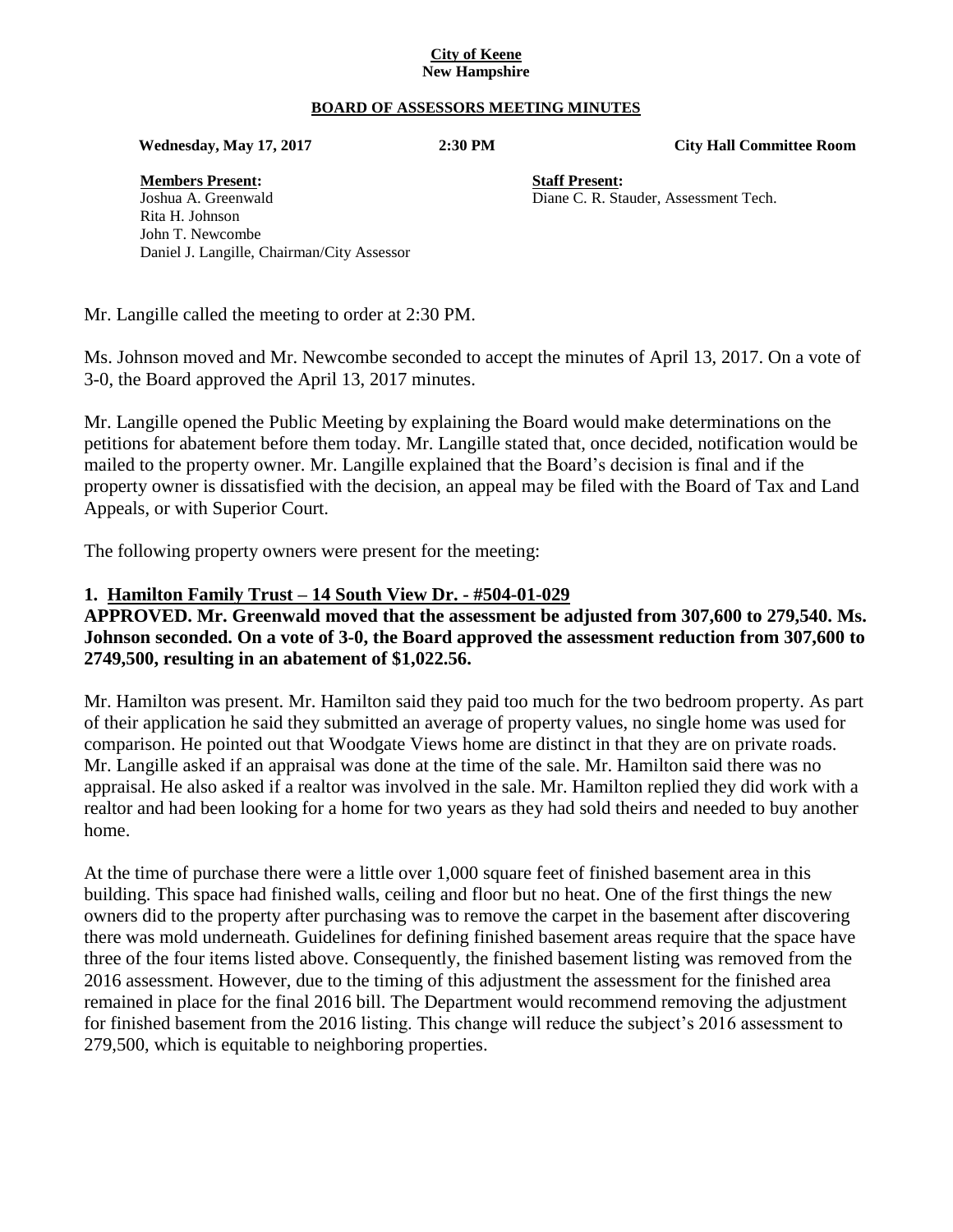**City of Keene**
**New Hampshire**

**BOARD OF ASSESSORS MEETING MINUTES**

**Wednesday, May 17, 2017** **2:30 PM** **City Hall Committee Room**

**Members Present:**
Joshua A. Greenwald
Rita H. Johnson
John T. Newcombe
Daniel J. Langille, Chairman/City Assessor

**Staff Present:**
Diane C. R. Stauder, Assessment Tech.

Mr. Langille called the meeting to order at 2:30 PM.

Ms. Johnson moved and Mr. Newcombe seconded to accept the minutes of April 13, 2017. On a vote of 3-0, the Board approved the April 13, 2017 minutes.

Mr. Langille opened the Public Meeting by explaining the Board would make determinations on the petitions for abatement before them today. Mr. Langille stated that, once decided, notification would be mailed to the property owner. Mr. Langille explained that the Board's decision is final and if the property owner is dissatisfied with the decision, an appeal may be filed with the Board of Tax and Land Appeals, or with Superior Court.

The following property owners were present for the meeting:

**1. Hamilton Family Trust – 14 South View Dr. - #504-01-029**

**APPROVED. Mr. Greenwald moved that the assessment be adjusted from 307,600 to 279,540. Ms. Johnson seconded. On a vote of 3-0, the Board approved the assessment reduction from 307,600 to 2749,500, resulting in an abatement of $1,022.56.**

Mr. Hamilton was present. Mr. Hamilton said they paid too much for the two bedroom property. As part of their application he said they submitted an average of property values, no single home was used for comparison. He pointed out that Woodgate Views home are distinct in that they are on private roads. Mr. Langille asked if an appraisal was done at the time of the sale. Mr. Hamilton said there was no appraisal. He also asked if a realtor was involved in the sale. Mr. Hamilton replied they did work with a realtor and had been looking for a home for two years as they had sold theirs and needed to buy another home.

At the time of purchase there were a little over 1,000 square feet of finished basement area in this building. This space had finished walls, ceiling and floor but no heat. One of the first things the new owners did to the property after purchasing was to remove the carpet in the basement after discovering there was mold underneath. Guidelines for defining finished basement areas require that the space have three of the four items listed above. Consequently, the finished basement listing was removed from the 2016 assessment. However, due to the timing of this adjustment the assessment for the finished area remained in place for the final 2016 bill. The Department would recommend removing the adjustment for finished basement from the 2016 listing. This change will reduce the subject's 2016 assessment to 279,500, which is equitable to neighboring properties.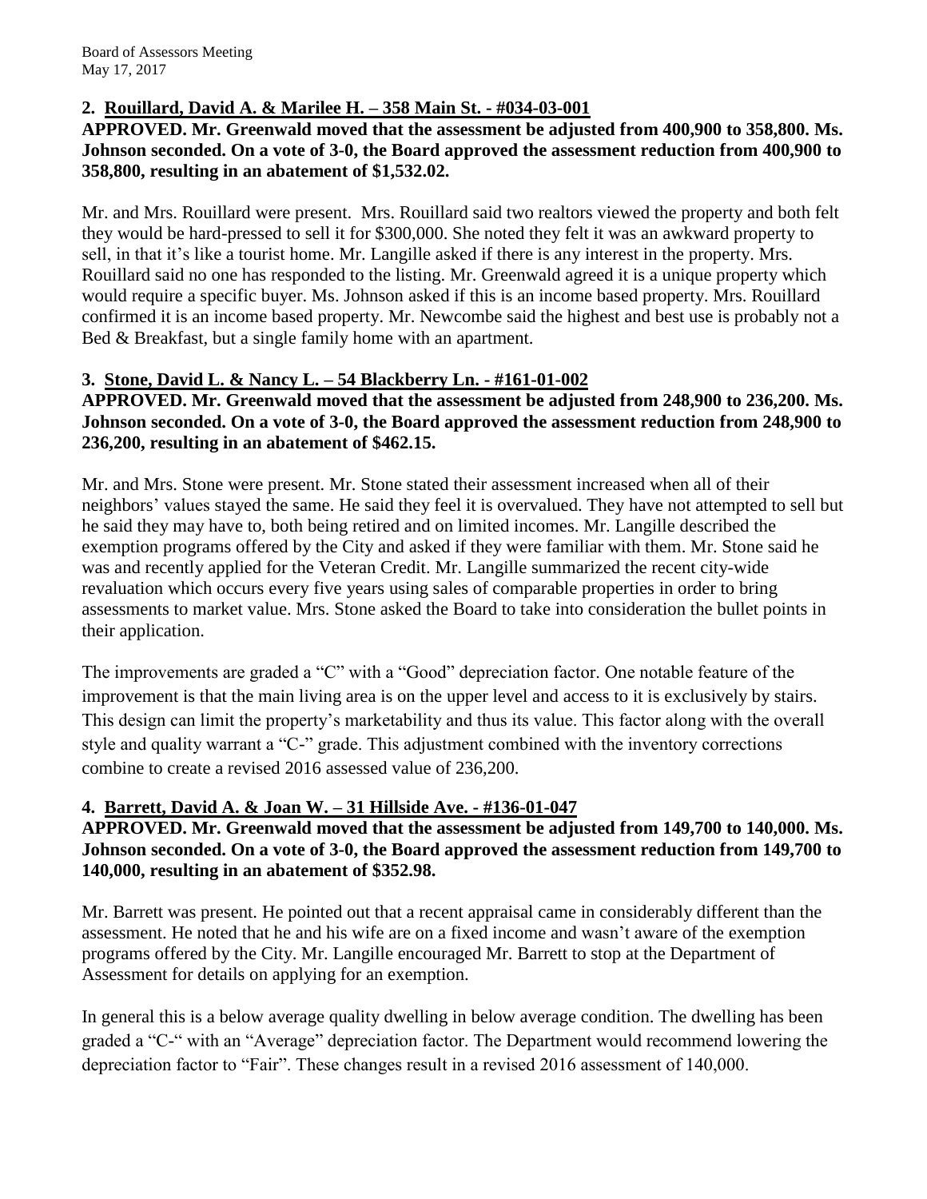**2. Rouillard, David A. & Marilee H. – 358 Main St. - #034-03-001**

**APPROVED. Mr. Greenwald moved that the assessment be adjusted from 400,900 to 358,800. Ms. Johnson seconded. On a vote of 3-0, the Board approved the assessment reduction from 400,900 to 358,800, resulting in an abatement of $1,532.02.**

Mr. and Mrs. Rouillard were present. Mrs. Rouillard said two realtors viewed the property and both felt they would be hard-pressed to sell it for $300,000. She noted they felt it was an awkward property to sell, in that it's like a tourist home. Mr. Langille asked if there is any interest in the property. Mrs. Rouillard said no one has responded to the listing. Mr. Greenwald agreed it is a unique property which would require a specific buyer. Ms. Johnson asked if this is an income based property. Mrs. Rouillard confirmed it is an income based property. Mr. Newcombe said the highest and best use is probably not a Bed & Breakfast, but a single family home with an apartment.

**3. Stone, David L. & Nancy L. – 54 Blackberry Ln. - #161-01-002**

**APPROVED. Mr. Greenwald moved that the assessment be adjusted from 248,900 to 236,200. Ms. Johnson seconded. On a vote of 3-0, the Board approved the assessment reduction from 248,900 to 236,200, resulting in an abatement of $462.15.**

Mr. and Mrs. Stone were present. Mr. Stone stated their assessment increased when all of their neighbors' values stayed the same. He said they feel it is overvalued. They have not attempted to sell but he said they may have to, both being retired and on limited incomes. Mr. Langille described the exemption programs offered by the City and asked if they were familiar with them. Mr. Stone said he was and recently applied for the Veteran Credit. Mr. Langille summarized the recent city-wide revaluation which occurs every five years using sales of comparable properties in order to bring assessments to market value. Mrs. Stone asked the Board to take into consideration the bullet points in their application.

The improvements are graded a "C" with a "Good" depreciation factor. One notable feature of the improvement is that the main living area is on the upper level and access to it is exclusively by stairs. This design can limit the property's marketability and thus its value. This factor along with the overall style and quality warrant a "C-" grade. This adjustment combined with the inventory corrections combine to create a revised 2016 assessed value of 236,200.

**4. Barrett, David A. & Joan W. – 31 Hillside Ave. - #136-01-047**

**APPROVED. Mr. Greenwald moved that the assessment be adjusted from 149,700 to 140,000. Ms. Johnson seconded. On a vote of 3-0, the Board approved the assessment reduction from 149,700 to 140,000, resulting in an abatement of $352.98.**

Mr. Barrett was present. He pointed out that a recent appraisal came in considerably different than the assessment. He noted that he and his wife are on a fixed income and wasn't aware of the exemption programs offered by the City. Mr. Langille encouraged Mr. Barrett to stop at the Department of Assessment for details on applying for an exemption.

In general this is a below average quality dwelling in below average condition. The dwelling has been graded a "C-" with an "Average" depreciation factor. The Department would recommend lowering the depreciation factor to "Fair". These changes result in a revised 2016 assessment of 140,000.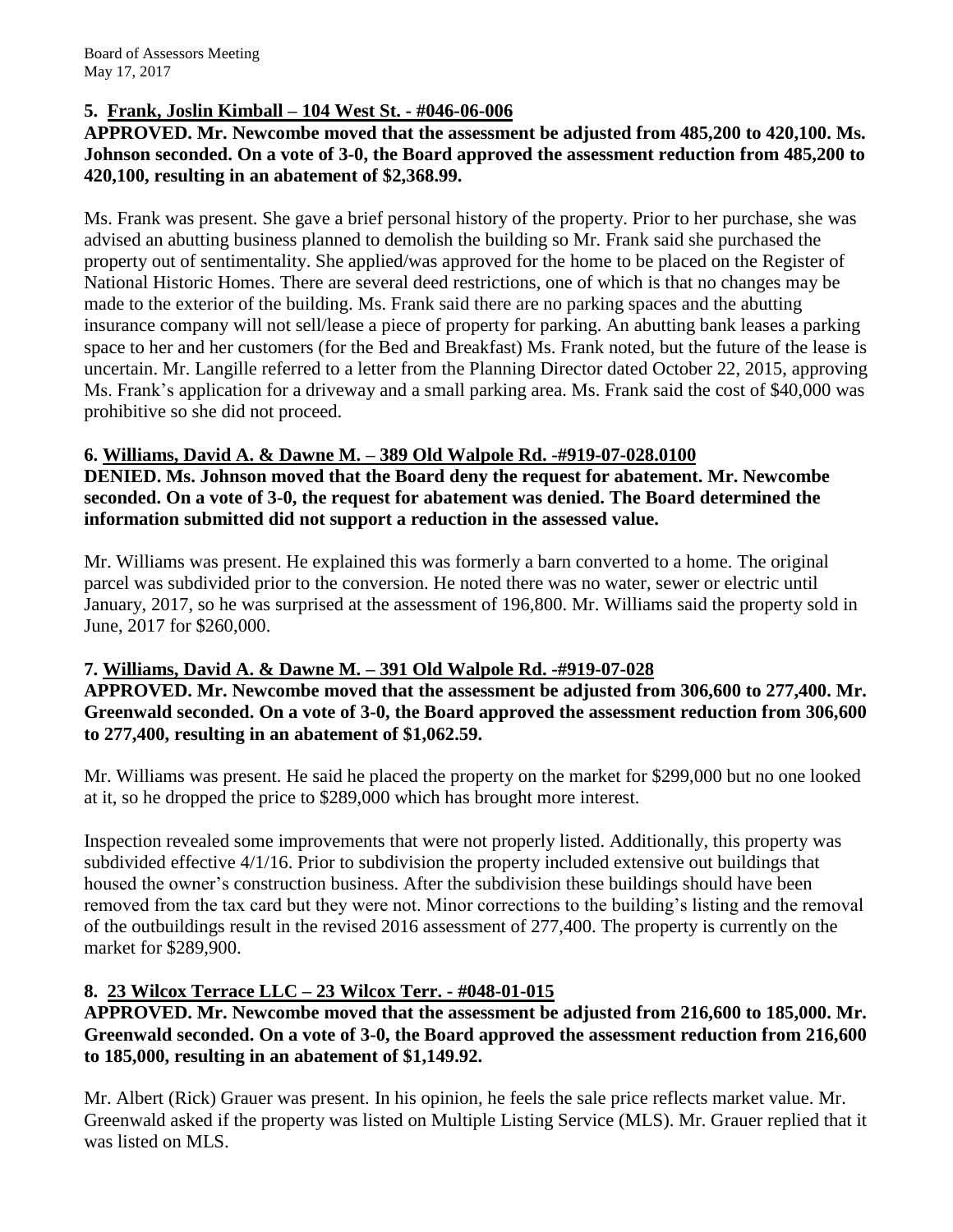### 5. Frank, Joslin Kimball – 104 West St. - #046-06-006

**APPROVED. Mr. Newcombe moved that the assessment be adjusted from 485,200 to 420,100. Ms. Johnson seconded. On a vote of 3-0, the Board approved the assessment reduction from 485,200 to 420,100, resulting in an abatement of $2,368.99.**

Ms. Frank was present. She gave a brief personal history of the property. Prior to her purchase, she was advised an abutting business planned to demolish the building so Mr. Frank said she purchased the property out of sentimentality. She applied/was approved for the home to be placed on the Register of National Historic Homes. There are several deed restrictions, one of which is that no changes may be made to the exterior of the building. Ms. Frank said there are no parking spaces and the abutting insurance company will not sell/lease a piece of property for parking. An abutting bank leases a parking space to her and her customers (for the Bed and Breakfast) Ms. Frank noted, but the future of the lease is uncertain. Mr. Langille referred to a letter from the Planning Director dated October 22, 2015, approving Ms. Frank's application for a driveway and a small parking area. Ms. Frank said the cost of $40,000 was prohibitive so she did not proceed.

### 6. Williams, David A. & Dawne M. – 389 Old Walpole Rd. -#919-07-028.0100

**DENIED. Ms. Johnson moved that the Board deny the request for abatement. Mr. Newcombe seconded. On a vote of 3-0, the request for abatement was denied. The Board determined the information submitted did not support a reduction in the assessed value.**

Mr. Williams was present. He explained this was formerly a barn converted to a home. The original parcel was subdivided prior to the conversion. He noted there was no water, sewer or electric until January, 2017, so he was surprised at the assessment of 196,800. Mr. Williams said the property sold in June, 2017 for $260,000.

### 7. Williams, David A. & Dawne M. – 391 Old Walpole Rd. -#919-07-028

**APPROVED. Mr. Newcombe moved that the assessment be adjusted from 306,600 to 277,400. Mr. Greenwald seconded. On a vote of 3-0, the Board approved the assessment reduction from 306,600 to 277,400, resulting in an abatement of $1,062.59.**

Mr. Williams was present. He said he placed the property on the market for $299,000 but no one looked at it, so he dropped the price to $289,000 which has brought more interest.

Inspection revealed some improvements that were not properly listed. Additionally, this property was subdivided effective 4/1/16. Prior to subdivision the property included extensive out buildings that housed the owner's construction business. After the subdivision these buildings should have been removed from the tax card but they were not. Minor corrections to the building's listing and the removal of the outbuildings result in the revised 2016 assessment of 277,400. The property is currently on the market for $289,900.

### 8. 23 Wilcox Terrace LLC – 23 Wilcox Terr. - #048-01-015

**APPROVED. Mr. Newcombe moved that the assessment be adjusted from 216,600 to 185,000. Mr. Greenwald seconded. On a vote of 3-0, the Board approved the assessment reduction from 216,600 to 185,000, resulting in an abatement of $1,149.92.**

Mr. Albert (Rick) Grauer was present. In his opinion, he feels the sale price reflects market value. Mr. Greenwald asked if the property was listed on Multiple Listing Service (MLS). Mr. Grauer replied that it was listed on MLS.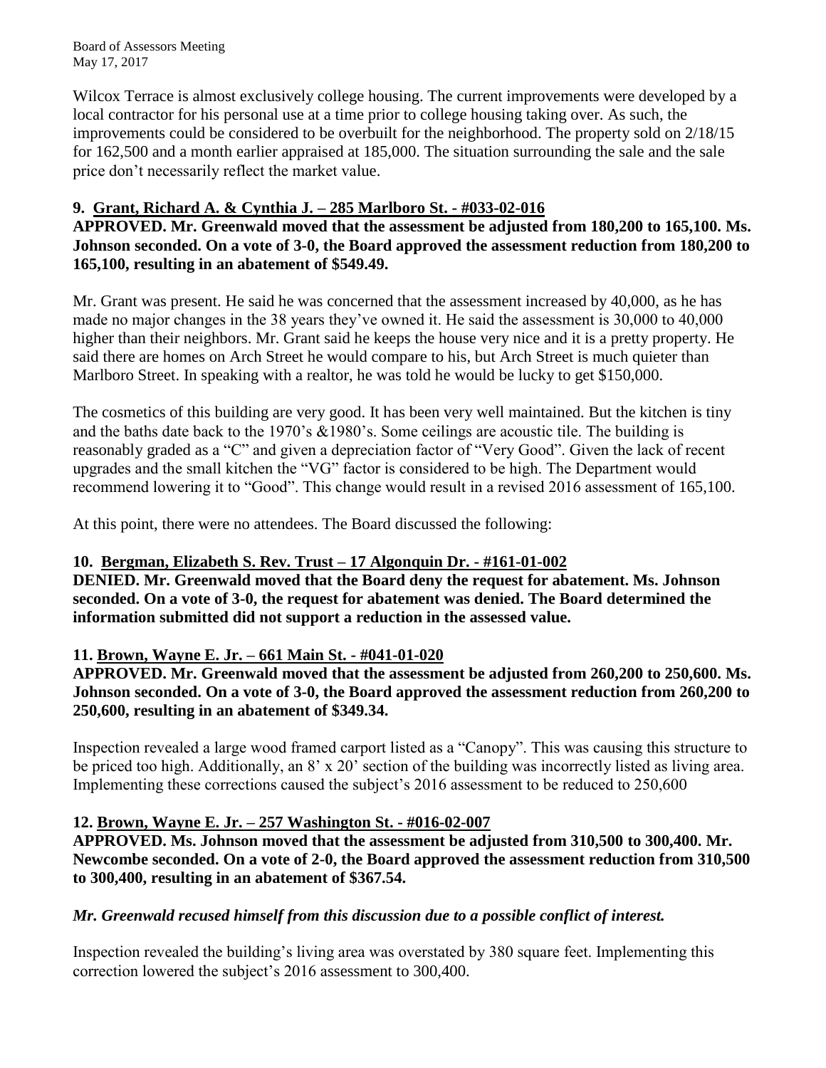Wilcox Terrace is almost exclusively college housing. The current improvements were developed by a local contractor for his personal use at a time prior to college housing taking over. As such, the improvements could be considered to be overbuilt for the neighborhood. The property sold on 2/18/15 for 162,500 and a month earlier appraised at 185,000. The situation surrounding the sale and the sale price don't necessarily reflect the market value.

**9. <u>Grant, Richard A. & Cynthia J. – 285 Marlboro St. - #033-02-016</u>**

**APPROVED. Mr. Greenwald moved that the assessment be adjusted from 180,200 to 165,100. Ms. Johnson seconded. On a vote of 3-0, the Board approved the assessment reduction from 180,200 to 165,100, resulting in an abatement of $549.49.**

Mr. Grant was present. He said he was concerned that the assessment increased by 40,000, as he has made no major changes in the 38 years they've owned it. He said the assessment is 30,000 to 40,000 higher than their neighbors. Mr. Grant said he keeps the house very nice and it is a pretty property. He said there are homes on Arch Street he would compare to his, but Arch Street is much quieter than Marlboro Street. In speaking with a realtor, he was told he would be lucky to get $150,000.

The cosmetics of this building are very good. It has been very well maintained. But the kitchen is tiny and the baths date back to the 1970's &1980's. Some ceilings are acoustic tile. The building is reasonably graded as a "C" and given a depreciation factor of "Very Good". Given the lack of recent upgrades and the small kitchen the "VG" factor is considered to be high. The Department would recommend lowering it to "Good". This change would result in a revised 2016 assessment of 165,100.

At this point, there were no attendees. The Board discussed the following:

**10. <u>Bergman, Elizabeth S. Rev. Trust – 17 Algonquin Dr. - #161-01-002</u>**

**DENIED. Mr. Greenwald moved that the Board deny the request for abatement. Ms. Johnson seconded. On a vote of 3-0, the request for abatement was denied. The Board determined the information submitted did not support a reduction in the assessed value.**

**11. <u>Brown, Wayne E. Jr. – 661 Main St. - #041-01-020</u>**

**APPROVED. Mr. Greenwald moved that the assessment be adjusted from 260,200 to 250,600. Ms. Johnson seconded. On a vote of 3-0, the Board approved the assessment reduction from 260,200 to 250,600, resulting in an abatement of $349.34.**

Inspection revealed a large wood framed carport listed as a "Canopy". This was causing this structure to be priced too high. Additionally, an 8' x 20' section of the building was incorrectly listed as living area. Implementing these corrections caused the subject's 2016 assessment to be reduced to 250,600

**12. <u>Brown, Wayne E. Jr. – 257 Washington St. - #016-02-007</u>**

**APPROVED. Ms. Johnson moved that the assessment be adjusted from 310,500 to 300,400. Mr. Newcombe seconded. On a vote of 2-0, the Board approved the assessment reduction from 310,500 to 300,400, resulting in an abatement of $367.54.**

***Mr. Greenwald recused himself from this discussion due to a possible conflict of interest.***

Inspection revealed the building's living area was overstated by 380 square feet. Implementing this correction lowered the subject's 2016 assessment to 300,400.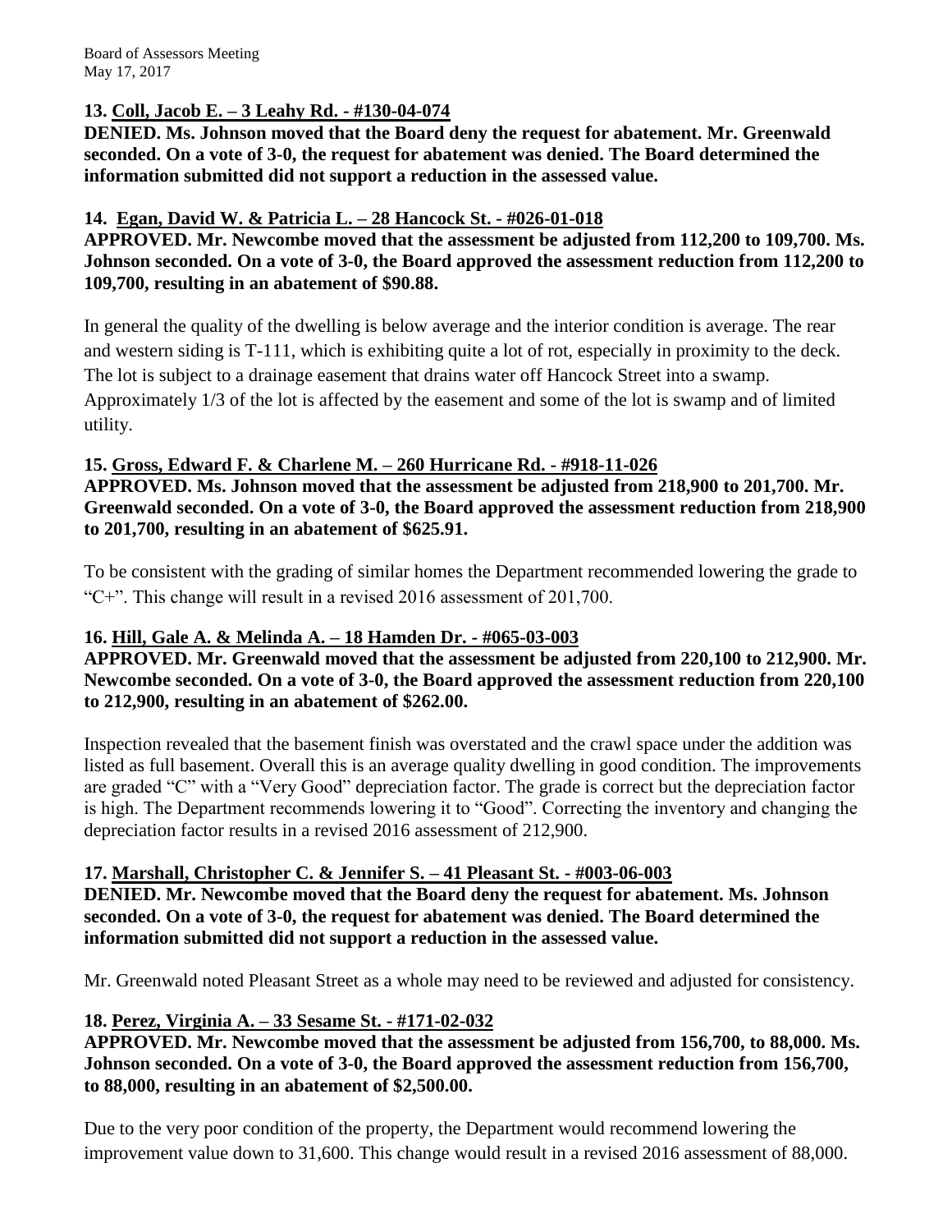**13. Coll, Jacob E. – 3 Leahy Rd. - #130-04-074**

**DENIED. Ms. Johnson moved that the Board deny the request for abatement. Mr. Greenwald seconded. On a vote of 3-0, the request for abatement was denied. The Board determined the information submitted did not support a reduction in the assessed value.**

**14. Egan, David W. & Patricia L. – 28 Hancock St. - #026-01-018**

**APPROVED. Mr. Newcombe moved that the assessment be adjusted from 112,200 to 109,700. Ms. Johnson seconded. On a vote of 3-0, the Board approved the assessment reduction from 112,200 to 109,700, resulting in an abatement of $90.88.**

In general the quality of the dwelling is below average and the interior condition is average. The rear and western siding is T-111, which is exhibiting quite a lot of rot, especially in proximity to the deck. The lot is subject to a drainage easement that drains water off Hancock Street into a swamp. Approximately 1/3 of the lot is affected by the easement and some of the lot is swamp and of limited utility.

**15. Gross, Edward F. & Charlene M. – 260 Hurricane Rd. - #918-11-026**

**APPROVED. Ms. Johnson moved that the assessment be adjusted from 218,900 to 201,700. Mr. Greenwald seconded. On a vote of 3-0, the Board approved the assessment reduction from 218,900 to 201,700, resulting in an abatement of $625.91.**

To be consistent with the grading of similar homes the Department recommended lowering the grade to "C+". This change will result in a revised 2016 assessment of 201,700.

**16. Hill, Gale A. & Melinda A. – 18 Hamden Dr. - #065-03-003**

**APPROVED. Mr. Greenwald moved that the assessment be adjusted from 220,100 to 212,900. Mr. Newcombe seconded. On a vote of 3-0, the Board approved the assessment reduction from 220,100 to 212,900, resulting in an abatement of $262.00.**

Inspection revealed that the basement finish was overstated and the crawl space under the addition was listed as full basement. Overall this is an average quality dwelling in good condition. The improvements are graded "C" with a "Very Good" depreciation factor. The grade is correct but the depreciation factor is high. The Department recommends lowering it to "Good". Correcting the inventory and changing the depreciation factor results in a revised 2016 assessment of 212,900.

**17. Marshall, Christopher C. & Jennifer S. – 41 Pleasant St. - #003-06-003**

**DENIED. Mr. Newcombe moved that the Board deny the request for abatement. Ms. Johnson seconded. On a vote of 3-0, the request for abatement was denied. The Board determined the information submitted did not support a reduction in the assessed value.**

Mr. Greenwald noted Pleasant Street as a whole may need to be reviewed and adjusted for consistency.

**18. Perez, Virginia A. – 33 Sesame St. - #171-02-032**

**APPROVED. Mr. Newcombe moved that the assessment be adjusted from 156,700, to 88,000. Ms. Johnson seconded. On a vote of 3-0, the Board approved the assessment reduction from 156,700, to 88,000, resulting in an abatement of $2,500.00.**

Due to the very poor condition of the property, the Department would recommend lowering the improvement value down to 31,600. This change would result in a revised 2016 assessment of 88,000.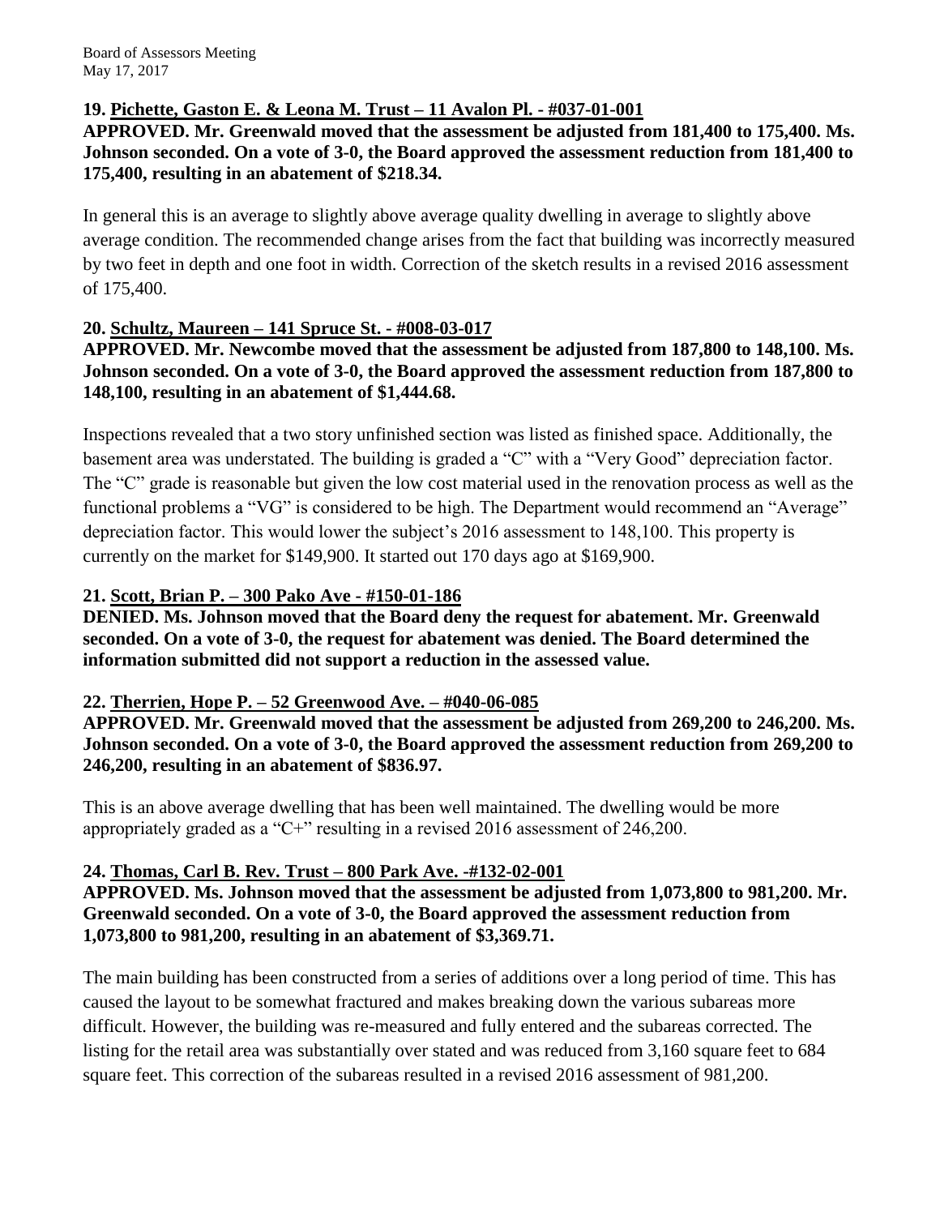**19. Pichette, Gaston E. & Leona M. Trust – 11 Avalon Pl. - #037-01-001**

**APPROVED. Mr. Greenwald moved that the assessment be adjusted from 181,400 to 175,400. Ms. Johnson seconded. On a vote of 3-0, the Board approved the assessment reduction from 181,400 to 175,400, resulting in an abatement of $218.34.**

In general this is an average to slightly above average quality dwelling in average to slightly above average condition. The recommended change arises from the fact that building was incorrectly measured by two feet in depth and one foot in width. Correction of the sketch results in a revised 2016 assessment of 175,400.

**20. Schultz, Maureen – 141 Spruce St. - #008-03-017**

**APPROVED. Mr. Newcombe moved that the assessment be adjusted from 187,800 to 148,100. Ms. Johnson seconded. On a vote of 3-0, the Board approved the assessment reduction from 187,800 to 148,100, resulting in an abatement of $1,444.68.**

Inspections revealed that a two story unfinished section was listed as finished space. Additionally, the basement area was understated. The building is graded a "C" with a "Very Good" depreciation factor. The "C" grade is reasonable but given the low cost material used in the renovation process as well as the functional problems a "VG" is considered to be high. The Department would recommend an "Average" depreciation factor. This would lower the subject's 2016 assessment to 148,100. This property is currently on the market for $149,900. It started out 170 days ago at $169,900.

**21. Scott, Brian P. – 300 Pako Ave - #150-01-186**

**DENIED. Ms. Johnson moved that the Board deny the request for abatement. Mr. Greenwald seconded. On a vote of 3-0, the request for abatement was denied. The Board determined the information submitted did not support a reduction in the assessed value.**

**22. Therrien, Hope P. – 52 Greenwood Ave. – #040-06-085**

**APPROVED. Mr. Greenwald moved that the assessment be adjusted from 269,200 to 246,200. Ms. Johnson seconded. On a vote of 3-0, the Board approved the assessment reduction from 269,200 to 246,200, resulting in an abatement of $836.97.**

This is an above average dwelling that has been well maintained. The dwelling would be more appropriately graded as a "C+" resulting in a revised 2016 assessment of 246,200.

**24. Thomas, Carl B. Rev. Trust – 800 Park Ave. -#132-02-001**

**APPROVED. Ms. Johnson moved that the assessment be adjusted from 1,073,800 to 981,200. Mr. Greenwald seconded. On a vote of 3-0, the Board approved the assessment reduction from 1,073,800 to 981,200, resulting in an abatement of $3,369.71.**

The main building has been constructed from a series of additions over a long period of time. This has caused the layout to be somewhat fractured and makes breaking down the various subareas more difficult. However, the building was re-measured and fully entered and the subareas corrected. The listing for the retail area was substantially over stated and was reduced from 3,160 square feet to 684 square feet. This correction of the subareas resulted in a revised 2016 assessment of 981,200.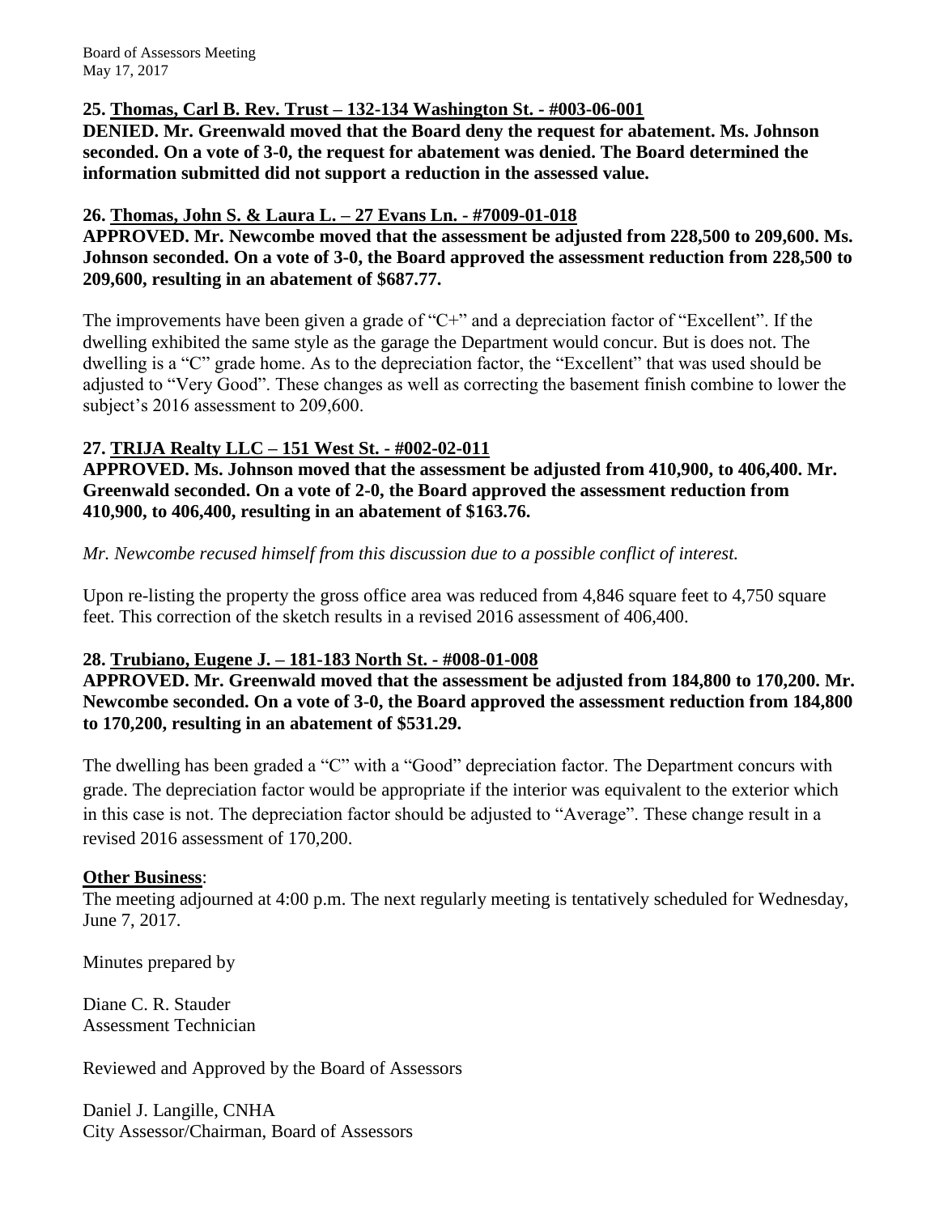**25. Thomas, Carl B. Rev. Trust – 132-134 Washington St. - #003-06-001**

**DENIED. Mr. Greenwald moved that the Board deny the request for abatement. Ms. Johnson seconded. On a vote of 3-0, the request for abatement was denied. The Board determined the information submitted did not support a reduction in the assessed value.**

**26. Thomas, John S. & Laura L. – 27 Evans Ln. - #7009-01-018**

**APPROVED. Mr. Newcombe moved that the assessment be adjusted from 228,500 to 209,600. Ms. Johnson seconded. On a vote of 3-0, the Board approved the assessment reduction from 228,500 to 209,600, resulting in an abatement of $687.77.**

The improvements have been given a grade of "C+" and a depreciation factor of "Excellent". If the dwelling exhibited the same style as the garage the Department would concur. But is does not. The dwelling is a "C" grade home. As to the depreciation factor, the "Excellent" that was used should be adjusted to "Very Good". These changes as well as correcting the basement finish combine to lower the subject's 2016 assessment to 209,600.

**27. TRIJA Realty LLC – 151 West St. - #002-02-011**

**APPROVED. Ms. Johnson moved that the assessment be adjusted from 410,900, to 406,400. Mr. Greenwald seconded. On a vote of 2-0, the Board approved the assessment reduction from 410,900, to 406,400, resulting in an abatement of $163.76.**

*Mr. Newcombe recused himself from this discussion due to a possible conflict of interest.*

Upon re-listing the property the gross office area was reduced from 4,846 square feet to 4,750 square feet. This correction of the sketch results in a revised 2016 assessment of 406,400.

**28. Trubiano, Eugene J. – 181-183 North St. - #008-01-008**

**APPROVED. Mr. Greenwald moved that the assessment be adjusted from 184,800 to 170,200. Mr. Newcombe seconded. On a vote of 3-0, the Board approved the assessment reduction from 184,800 to 170,200, resulting in an abatement of $531.29.**

The dwelling has been graded a "C" with a "Good" depreciation factor. The Department concurs with grade. The depreciation factor would be appropriate if the interior was equivalent to the exterior which in this case is not. The depreciation factor should be adjusted to "Average". These change result in a revised 2016 assessment of 170,200.

**Other Business**:

The meeting adjourned at 4:00 p.m. The next regularly meeting is tentatively scheduled for Wednesday, June 7, 2017.

Minutes prepared by

Diane C. R. Stauder
Assessment Technician

Reviewed and Approved by the Board of Assessors

Daniel J. Langille, CNHA
City Assessor/Chairman, Board of Assessors